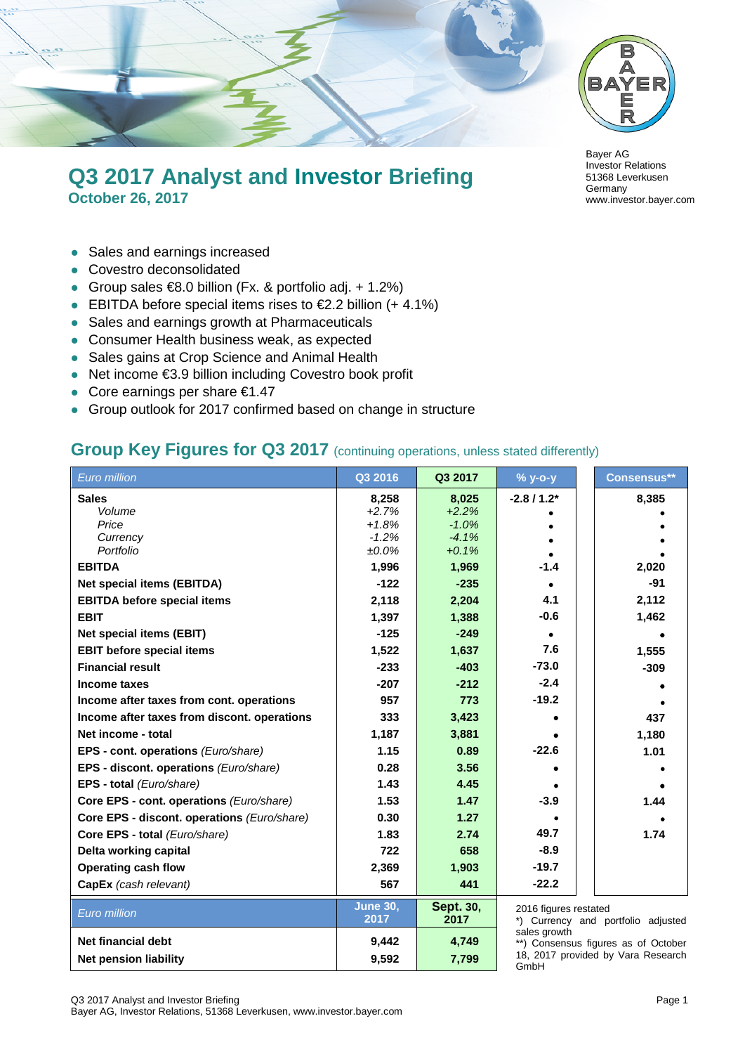Bayer AG
Investor Relations
51368 Leverkusen
Germany
www.investor.bayer.com

# Q3 2017 Analyst and Investor Briefing

**October 26, 2017**

- Sales and earnings increased
- Covestro deconsolidated
- Group sales €8.0 billion (Fx. & portfolio adj. + 1.2%)
- EBITDA before special items rises to €2.2 billion (+ 4.1%)
- Sales and earnings growth at Pharmaceuticals
- Consumer Health business weak, as expected
- Sales gains at Crop Science and Animal Health
- Net income €3.9 billion including Covestro book profit
- Core earnings per share €1.47
- Group outlook for 2017 confirmed based on change in structure

## Group Key Figures for Q3 2017 (continuing operations, unless stated differently)

| *Euro million* | Q3 2016 | Q3 2017 | % y-o-y | Consensus** |
|---|---|---|---|---|
| **Sales** | 8,258 | 8,025 | -2.8 / 1.2* | 8,385 |
| *Volume* | *+2.7%* | *+2.2%* | • | • |
| *Price* | *+1.8%* | *-1.0%* | • | • |
| *Currency* | *-1.2%* | *-4.1%* | • | • |
| *Portfolio* | *±0.0%* | *+0.1%* | • | • |
| **EBITDA** | 1,996 | 1,969 | -1.4 | 2,020 |
| **Net special items (EBITDA)** | -122 | -235 | • | -91 |
| **EBITDA before special items** | 2,118 | 2,204 | 4.1 | 2,112 |
| **EBIT** | 1,397 | 1,388 | -0.6 | 1,462 |
| **Net special items (EBIT)** | -125 | -249 | • | • |
| **EBIT before special items** | 1,522 | 1,637 | 7.6 | 1,555 |
| **Financial result** | -233 | -403 | -73.0 | -309 |
| **Income taxes** | -207 | -212 | -2.4 | • |
| **Income after taxes from cont. operations** | 957 | 773 | -19.2 | • |
| **Income after taxes from discont. operations** | 333 | 3,423 | • | 437 |
| **Net income - total** | 1,187 | 3,881 | • | 1,180 |
| **EPS - cont. operations** *(Euro/share)* | 1.15 | 0.89 | -22.6 | 1.01 |
| **EPS - discont. operations** *(Euro/share)* | 0.28 | 3.56 | • | • |
| **EPS - total** *(Euro/share)* | 1.43 | 4.45 | • | • |
| **Core EPS - cont. operations** *(Euro/share)* | 1.53 | 1.47 | -3.9 | 1.44 |
| **Core EPS - discont. operations** *(Euro/share)* | 0.30 | 1.27 | • | • |
| **Core EPS - total** *(Euro/share)* | 1.83 | 2.74 | 49.7 | 1.74 |
| **Delta working capital** | 722 | 658 | -8.9 | |
| **Operating cash flow** | 2,369 | 1,903 | -19.7 | |
| **CapEx** *(cash relevant)* | 567 | 441 | -22.2 | |

| *Euro million* | June 30, 2017 | Sept. 30, 2017 |
|---|---|---|
| **Net financial debt** | 9,442 | 4,749 |
| **Net pension liability** | 9,592 | 7,799 |

2016 figures restated
*) Currency and portfolio adjusted sales growth
**) Consensus figures as of October 18, 2017 provided by Vara Research GmbH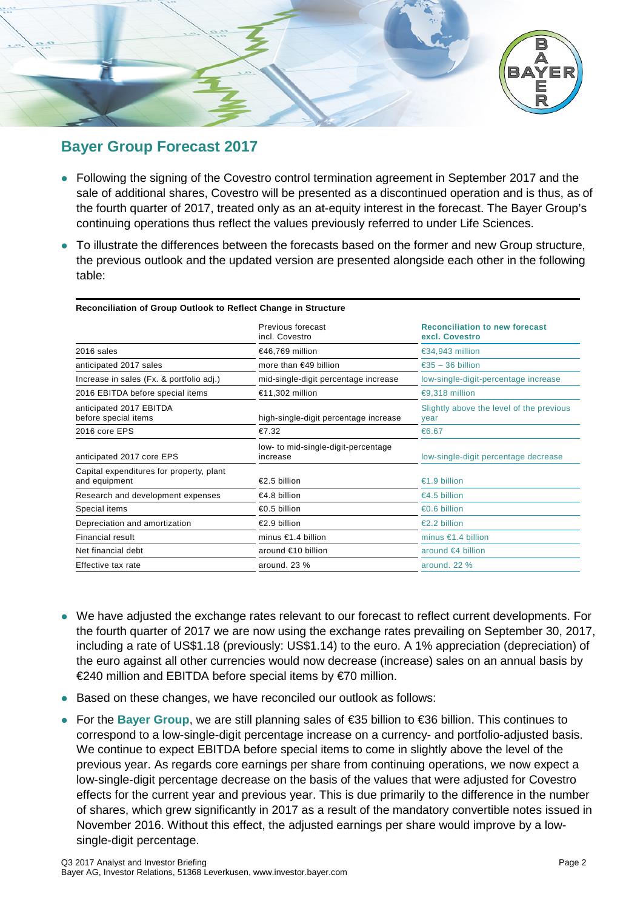## Bayer Group Forecast 2017

- Following the signing of the Covestro control termination agreement in September 2017 and the sale of additional shares, Covestro will be presented as a discontinued operation and is thus, as of the fourth quarter of 2017, treated only as an at-equity interest in the forecast. The Bayer Group's continuing operations thus reflect the values previously referred to under Life Sciences.
- To illustrate the differences between the forecasts based on the former and new Group structure, the previous outlook and the updated version are presented alongside each other in the following table:

**Reconciliation of Group Outlook to Reflect Change in Structure**

| | Previous forecast incl. Covestro | Reconciliation to new forecast excl. Covestro |
|---|---|---|
| 2016 sales | €46,769 million | €34,943 million |
| anticipated 2017 sales | more than €49 billion | €35 – 36 billion |
| Increase in sales (Fx. & portfolio adj.) | mid-single-digit percentage increase | low-single-digit-percentage increase |
| 2016 EBITDA before special items | €11,302 million | €9,318 million |
| anticipated 2017 EBITDA before special items | high-single-digit percentage increase | Slightly above the level of the previous year |
| 2016 core EPS | €7.32 | €6.67 |
| anticipated 2017 core EPS | low- to mid-single-digit-percentage increase | low-single-digit percentage decrease |
| Capital expenditures for property, plant and equipment | €2.5 billion | €1.9 billion |
| Research and development expenses | €4.8 billion | €4.5 billion |
| Special items | €0.5 billion | €0.6 billion |
| Depreciation and amortization | €2.9 billion | €2.2 billion |
| Financial result | minus €1.4 billion | minus €1.4 billion |
| Net financial debt | around €10 billion | around €4 billion |
| Effective tax rate | around. 23 % | around. 22 % |

- We have adjusted the exchange rates relevant to our forecast to reflect current developments. For the fourth quarter of 2017 we are now using the exchange rates prevailing on September 30, 2017, including a rate of US$1.18 (previously: US$1.14) to the euro. A 1% appreciation (depreciation) of the euro against all other currencies would now decrease (increase) sales on an annual basis by €240 million and EBITDA before special items by €70 million.
- Based on these changes, we have reconciled our outlook as follows:
- For the **Bayer Group**, we are still planning sales of €35 billion to €36 billion. This continues to correspond to a low-single-digit percentage increase on a currency- and portfolio-adjusted basis. We continue to expect EBITDA before special items to come in slightly above the level of the previous year. As regards core earnings per share from continuing operations, we now expect a low-single-digit percentage decrease on the basis of the values that were adjusted for Covestro effects for the current year and previous year. This is due primarily to the difference in the number of shares, which grew significantly in 2017 as a result of the mandatory convertible notes issued in November 2016. Without this effect, the adjusted earnings per share would improve by a low-single-digit percentage.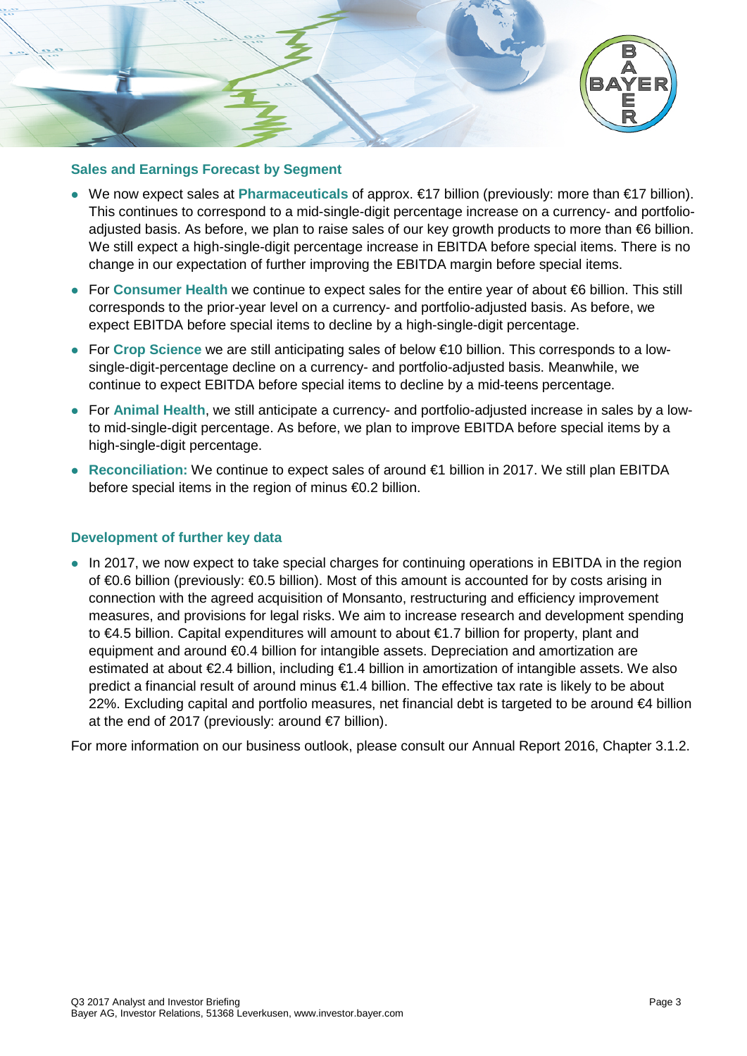## Sales and Earnings Forecast by Segment

- We now expect sales at **Pharmaceuticals** of approx. €17 billion (previously: more than €17 billion). This continues to correspond to a mid-single-digit percentage increase on a currency- and portfolio-adjusted basis. As before, we plan to raise sales of our key growth products to more than €6 billion. We still expect a high-single-digit percentage increase in EBITDA before special items. There is no change in our expectation of further improving the EBITDA margin before special items.
- For **Consumer Health** we continue to expect sales for the entire year of about €6 billion. This still corresponds to the prior-year level on a currency- and portfolio-adjusted basis. As before, we expect EBITDA before special items to decline by a high-single-digit percentage.
- For **Crop Science** we are still anticipating sales of below €10 billion. This corresponds to a low-single-digit-percentage decline on a currency- and portfolio-adjusted basis. Meanwhile, we continue to expect EBITDA before special items to decline by a mid-teens percentage.
- For **Animal Health**, we still anticipate a currency- and portfolio-adjusted increase in sales by a low- to mid-single-digit percentage. As before, we plan to improve EBITDA before special items by a high-single-digit percentage.
- **Reconciliation:** We continue to expect sales of around €1 billion in 2017. We still plan EBITDA before special items in the region of minus €0.2 billion.

## Development of further key data

- In 2017, we now expect to take special charges for continuing operations in EBITDA in the region of €0.6 billion (previously: €0.5 billion). Most of this amount is accounted for by costs arising in connection with the agreed acquisition of Monsanto, restructuring and efficiency improvement measures, and provisions for legal risks. We aim to increase research and development spending to €4.5 billion. Capital expenditures will amount to about €1.7 billion for property, plant and equipment and around €0.4 billion for intangible assets. Depreciation and amortization are estimated at about €2.4 billion, including €1.4 billion in amortization of intangible assets. We also predict a financial result of around minus €1.4 billion. The effective tax rate is likely to be about 22%. Excluding capital and portfolio measures, net financial debt is targeted to be around €4 billion at the end of 2017 (previously: around €7 billion).

For more information on our business outlook, please consult our Annual Report 2016, Chapter 3.1.2.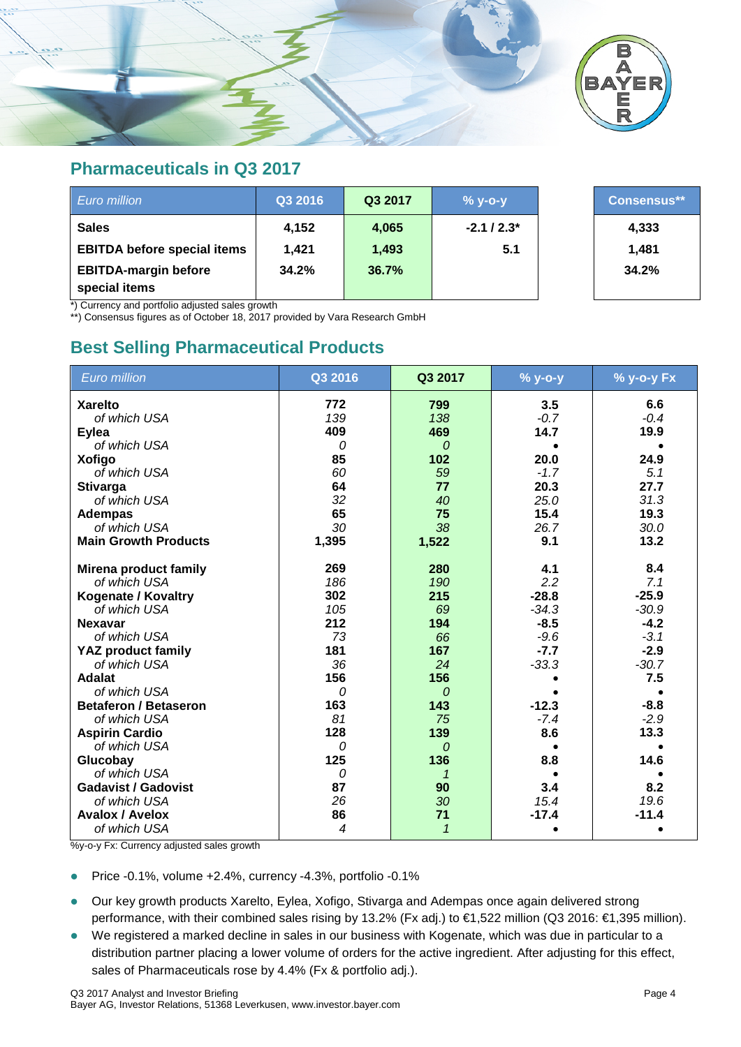## Pharmaceuticals in Q3 2017

| Euro million | Q3 2016 | Q3 2017 | % y-o-y | Consensus** |
|---|---|---|---|---|
| **Sales** | **4,152** | **4,065** | **-2.1 / 2.3*** | **4,333** |
| **EBITDA before special items** | **1,421** | **1,493** | **5.1** | **1,481** |
| **EBITDA-margin before special items** | **34.2%** | **36.7%** | | **34.2%** |

*) Currency and portfolio adjusted sales growth
**) Consensus figures as of October 18, 2017 provided by Vara Research GmbH

## Best Selling Pharmaceutical Products

| Euro million | Q3 2016 | Q3 2017 | % y-o-y | % y-o-y Fx |
|---|---|---|---|---|
| **Xarelto** | **772** | **799** | **3.5** | **6.6** |
| *of which USA* | *139* | *138* | *-0.7* | *-0.4* |
| **Eylea** | **409** | **469** | **14.7** | **19.9** |
| *of which USA* | *0* | *0* | • | • |
| **Xofigo** | **85** | **102** | **20.0** | **24.9** |
| *of which USA* | *60* | *59* | *-1.7* | *5.1* |
| **Stivarga** | **64** | **77** | **20.3** | **27.7** |
| *of which USA* | *32* | *40* | *25.0* | *31.3* |
| **Adempas** | **65** | **75** | **15.4** | **19.3** |
| *of which USA* | *30* | *38* | *26.7* | *30.0* |
| **Main Growth Products** | **1,395** | **1,522** | **9.1** | **13.2** |
| **Mirena product family** | **269** | **280** | **4.1** | **8.4** |
| *of which USA* | *186* | *190* | *2.2* | *7.1* |
| **Kogenate / Kovaltry** | **302** | **215** | **-28.8** | **-25.9** |
| *of which USA* | *105* | *69* | *-34.3* | *-30.9* |
| **Nexavar** | **212** | **194** | **-8.5** | **-4.2** |
| *of which USA* | *73* | *66* | *-9.6* | *-3.1* |
| **YAZ product family** | **181** | **167** | **-7.7** | **-2.9** |
| *of which USA* | *36* | *24* | *-33.3* | *-30.7* |
| **Adalat** | **156** | **156** | • | **7.5** |
| *of which USA* | *0* | *0* | • | • |
| **Betaferon / Betaseron** | **163** | **143** | **-12.3** | **-8.8** |
| *of which USA* | *81* | *75* | *-7.4* | *-2.9* |
| **Aspirin Cardio** | **128** | **139** | **8.6** | **13.3** |
| *of which USA* | *0* | *0* | • | • |
| **Glucobay** | **125** | **136** | **8.8** | **14.6** |
| *of which USA* | *0* | *1* | • | • |
| **Gadavist / Gadovist** | **87** | **90** | **3.4** | **8.2** |
| *of which USA* | *26* | *30* | *15.4* | *19.6* |
| **Avalox / Avelox** | **86** | **71** | **-17.4** | **-11.4** |
| *of which USA* | *4* | *1* | • | • |

%y-o-y Fx: Currency adjusted sales growth

- Price -0.1%, volume +2.4%, currency -4.3%, portfolio -0.1%
- Our key growth products Xarelto, Eylea, Xofigo, Stivarga and Adempas once again delivered strong performance, with their combined sales rising by 13.2% (Fx adj.) to €1,522 million (Q3 2016: €1,395 million).
- We registered a marked decline in sales in our business with Kogenate, which was due in particular to a distribution partner placing a lower volume of orders for the active ingredient. After adjusting for this effect, sales of Pharmaceuticals rose by 4.4% (Fx & portfolio adj.).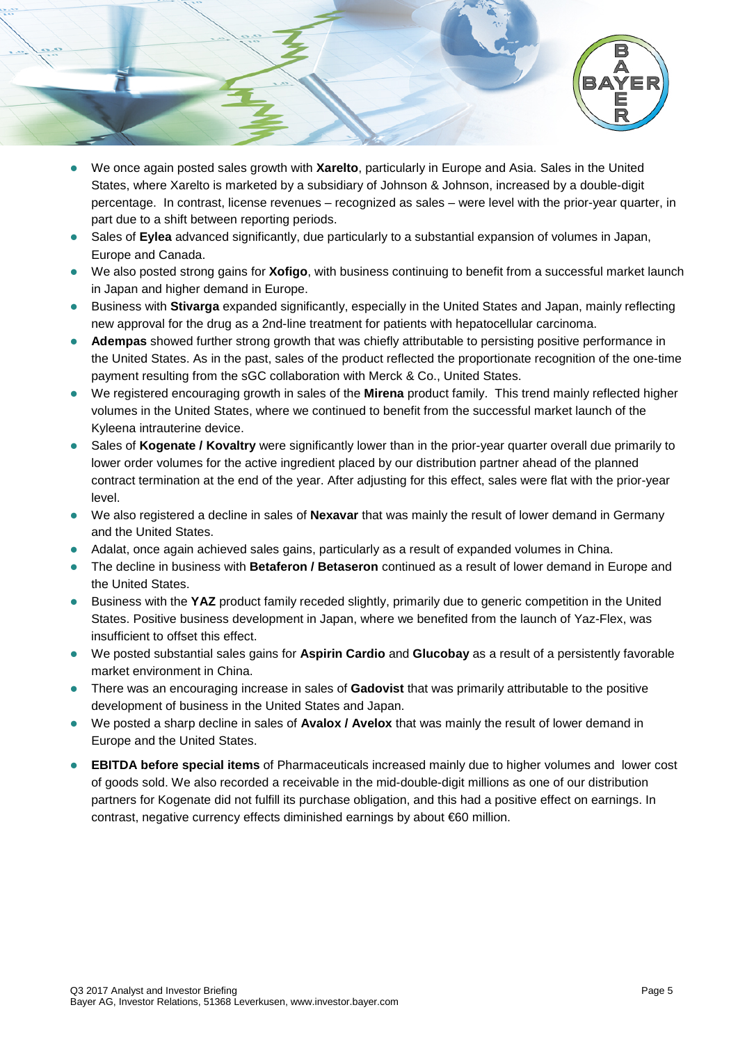- We once again posted sales growth with **Xarelto**, particularly in Europe and Asia. Sales in the United States, where Xarelto is marketed by a subsidiary of Johnson & Johnson, increased by a double-digit percentage. In contrast, license revenues – recognized as sales – were level with the prior-year quarter, in part due to a shift between reporting periods.
- Sales of **Eylea** advanced significantly, due particularly to a substantial expansion of volumes in Japan, Europe and Canada.
- We also posted strong gains for **Xofigo**, with business continuing to benefit from a successful market launch in Japan and higher demand in Europe.
- Business with **Stivarga** expanded significantly, especially in the United States and Japan, mainly reflecting new approval for the drug as a 2nd-line treatment for patients with hepatocellular carcinoma.
- **Adempas** showed further strong growth that was chiefly attributable to persisting positive performance in the United States. As in the past, sales of the product reflected the proportionate recognition of the one-time payment resulting from the sGC collaboration with Merck & Co., United States.
- We registered encouraging growth in sales of the **Mirena** product family. This trend mainly reflected higher volumes in the United States, where we continued to benefit from the successful market launch of the Kyleena intrauterine device.
- Sales of **Kogenate / Kovaltry** were significantly lower than in the prior-year quarter overall due primarily to lower order volumes for the active ingredient placed by our distribution partner ahead of the planned contract termination at the end of the year. After adjusting for this effect, sales were flat with the prior-year level.
- We also registered a decline in sales of **Nexavar** that was mainly the result of lower demand in Germany and the United States.
- Adalat, once again achieved sales gains, particularly as a result of expanded volumes in China.
- The decline in business with **Betaferon / Betaseron** continued as a result of lower demand in Europe and the United States.
- Business with the **YAZ** product family receded slightly, primarily due to generic competition in the United States. Positive business development in Japan, where we benefited from the launch of Yaz-Flex, was insufficient to offset this effect.
- We posted substantial sales gains for **Aspirin Cardio** and **Glucobay** as a result of a persistently favorable market environment in China.
- There was an encouraging increase in sales of **Gadovist** that was primarily attributable to the positive development of business in the United States and Japan.
- We posted a sharp decline in sales of **Avalox / Avelox** that was mainly the result of lower demand in Europe and the United States.
- **EBITDA before special items** of Pharmaceuticals increased mainly due to higher volumes and lower cost of goods sold. We also recorded a receivable in the mid-double-digit millions as one of our distribution partners for Kogenate did not fulfill its purchase obligation, and this had a positive effect on earnings. In contrast, negative currency effects diminished earnings by about €60 million.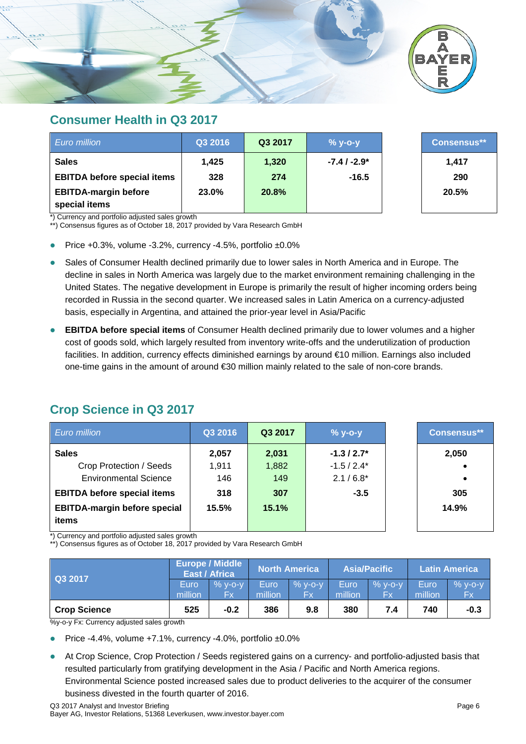## Consumer Health in Q3 2017

| *Euro million* | Q3 2016 | Q3 2017 | % y-o-y | Consensus** |
|---|---|---|---|---|
| **Sales** | **1,425** | **1,320** | **-7.4 / -2.9*** | **1,417** |
| **EBITDA before special items** | **328** | **274** | **-16.5** | **290** |
| **EBITDA-margin before special items** | **23.0%** | **20.8%** | | **20.5%** |

*) Currency and portfolio adjusted sales growth
**) Consensus figures as of October 18, 2017 provided by Vara Research GmbH

- Price +0.3%, volume -3.2%, currency -4.5%, portfolio ±0.0%
- Sales of Consumer Health declined primarily due to lower sales in North America and in Europe. The decline in sales in North America was largely due to the market environment remaining challenging in the United States. The negative development in Europe is primarily the result of higher incoming orders being recorded in Russia in the second quarter. We increased sales in Latin America on a currency-adjusted basis, especially in Argentina, and attained the prior-year level in Asia/Pacific
- **EBITDA before special items** of Consumer Health declined primarily due to lower volumes and a higher cost of goods sold, which largely resulted from inventory write-offs and the underutilization of production facilities. In addition, currency effects diminished earnings by around €10 million. Earnings also included one-time gains in the amount of around €30 million mainly related to the sale of non-core brands.

## Crop Science in Q3 2017

| *Euro million* | Q3 2016 | Q3 2017 | % y-o-y | Consensus** |
|---|---|---|---|---|
| **Sales** | **2,057** | **2,031** | **-1.3 / 2.7*** | **2,050** |
| Crop Protection / Seeds | 1,911 | 1,882 | -1.5 / 2.4* | • |
| Environmental Science | 146 | 149 | 2.1 / 6.8* | • |
| **EBITDA before special items** | **318** | **307** | **-3.5** | **305** |
| **EBITDA-margin before special items** | **15.5%** | **15.1%** | | **14.9%** |

*) Currency and portfolio adjusted sales growth
**) Consensus figures as of October 18, 2017 provided by Vara Research GmbH

| Q3 2017 | Europe / Middle East / Africa | | North America | | Asia/Pacific | | Latin America | |
|---|---|---|---|---|---|---|---|---|
| | Euro million | % y-o-y Fx | Euro million | % y-o-y Fx | Euro million | % y-o-y Fx | Euro million | % y-o-y Fx |
| **Crop Science** | **525** | **-0.2** | **386** | **9.8** | **380** | **7.4** | **740** | **-0.3** |

%y-o-y Fx: Currency adjusted sales growth

- Price -4.4%, volume +7.1%, currency -4.0%, portfolio ±0.0%
- At Crop Science, Crop Protection / Seeds registered gains on a currency- and portfolio-adjusted basis that resulted particularly from gratifying development in the Asia / Pacific and North America regions. Environmental Science posted increased sales due to product deliveries to the acquirer of the consumer business divested in the fourth quarter of 2016.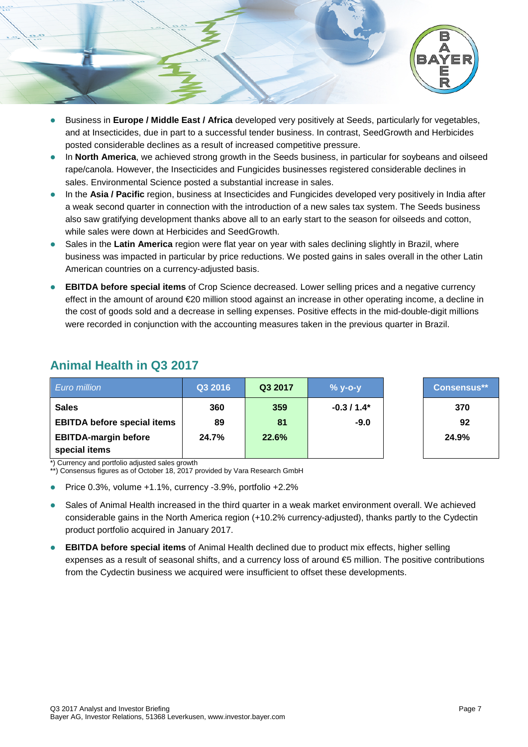- Business in **Europe / Middle East / Africa** developed very positively at Seeds, particularly for vegetables, and at Insecticides, due in part to a successful tender business. In contrast, SeedGrowth and Herbicides posted considerable declines as a result of increased competitive pressure.
- In **North America**, we achieved strong growth in the Seeds business, in particular for soybeans and oilseed rape/canola. However, the Insecticides and Fungicides businesses registered considerable declines in sales. Environmental Science posted a substantial increase in sales.
- In the **Asia / Pacific** region, business at Insecticides and Fungicides developed very positively in India after a weak second quarter in connection with the introduction of a new sales tax system. The Seeds business also saw gratifying development thanks above all to an early start to the season for oilseeds and cotton, while sales were down at Herbicides and SeedGrowth.
- Sales in the **Latin America** region were flat year on year with sales declining slightly in Brazil, where business was impacted in particular by price reductions. We posted gains in sales overall in the other Latin American countries on a currency-adjusted basis.

- **EBITDA before special items** of Crop Science decreased. Lower selling prices and a negative currency effect in the amount of around €20 million stood against an increase in other operating income, a decline in the cost of goods sold and a decrease in selling expenses. Positive effects in the mid-double-digit millions were recorded in conjunction with the accounting measures taken in the previous quarter in Brazil.

## Animal Health in Q3 2017

| *Euro million* | Q3 2016 | Q3 2017 | % y-o-y | Consensus** |
|---|---|---|---|---|
| **Sales** | **360** | **359** | **-0.3 / 1.4*** | **370** |
| **EBITDA before special items** | **89** | **81** | **-9.0** | **92** |
| **EBITDA-margin before special items** | **24.7%** | **22.6%** | | **24.9%** |

*) Currency and portfolio adjusted sales growth
**) Consensus figures as of October 18, 2017 provided by Vara Research GmbH

- Price 0.3%, volume +1.1%, currency -3.9%, portfolio +2.2%

- Sales of Animal Health increased in the third quarter in a weak market environment overall. We achieved considerable gains in the North America region (+10.2% currency-adjusted), thanks partly to the Cydectin product portfolio acquired in January 2017.

- **EBITDA before special items** of Animal Health declined due to product mix effects, higher selling expenses as a result of seasonal shifts, and a currency loss of around €5 million. The positive contributions from the Cydectin business we acquired were insufficient to offset these developments.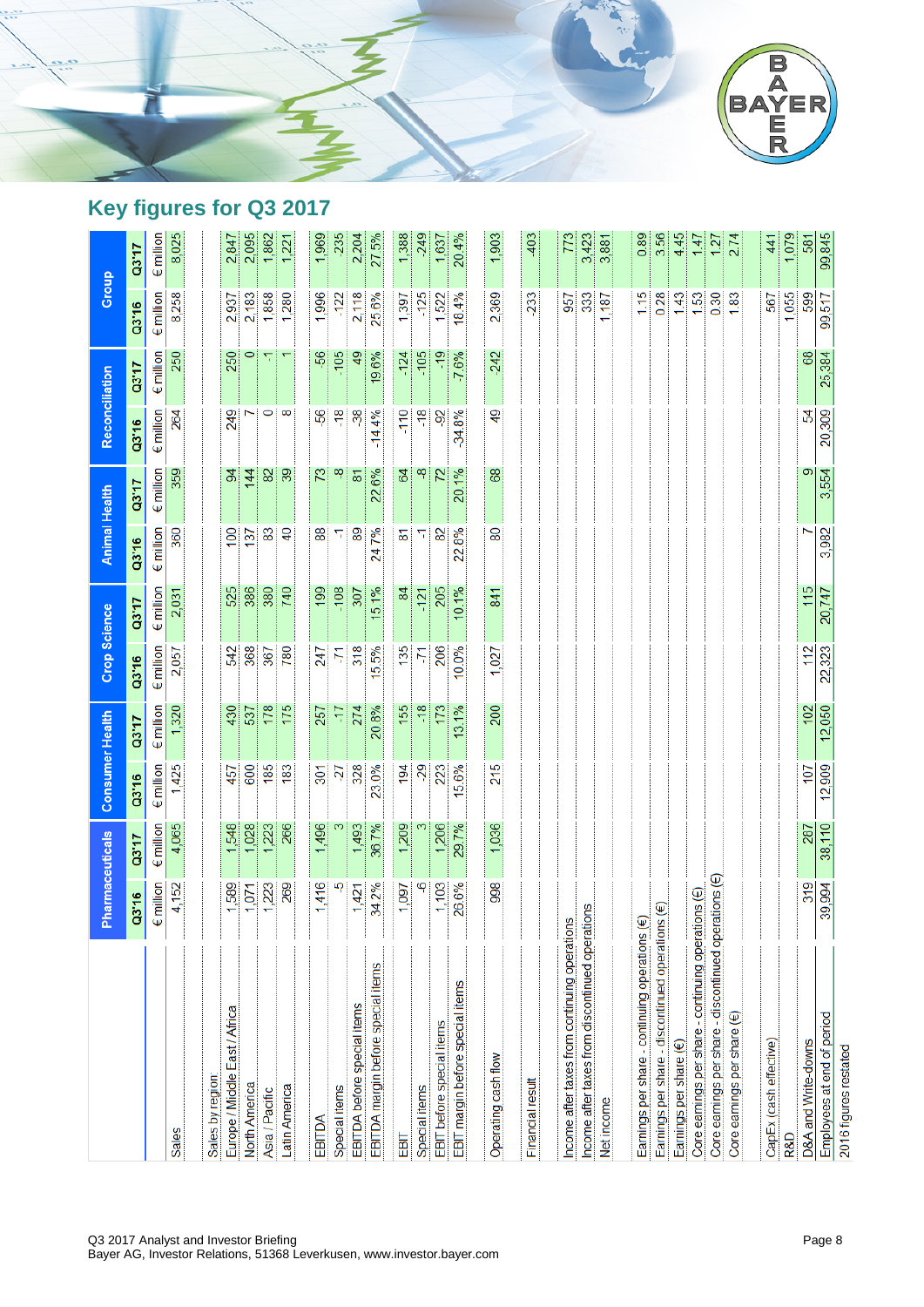## Key figures for Q3 2017

| | Pharmaceuticals | | Consumer Health | | Crop Science | | Animal Health | | Reconciliation | | Group | |
|---|---|---|---|---|---|---|---|---|---|---|---|---|
| | Q3'16 | Q3'17 | Q3'16 | Q3'17 | Q3'16 | Q3'17 | Q3'16 | Q3'17 | Q3'16 | Q3'17 | Q3'16 | Q3'17 |
| | € million | € million | € million | € million | € million | € million | € million | € million | € million | € million | € million | € million |
| Sales | 4,152 | 4,065 | 1,425 | 1,320 | 2,057 | 2,031 | 360 | 359 | 264 | 250 | 8,258 | 8,025 |
| Sales by region: | | | | | | | | | | | | |
| Europe / Middle East / Africa | 1,589 | 1,548 | 457 | 430 | 542 | 525 | 100 | 94 | 249 | 250 | 2,937 | 2,847 |
| North America | 1,071 | 1,028 | 600 | 537 | 368 | 386 | 137 | 144 | 7 | 0 | 2,183 | 2,095 |
| Asia / Pacific | 1,223 | 1,223 | 185 | 178 | 367 | 380 | 83 | 82 | 0 | -1 | 1,858 | 1,862 |
| Latin America | 269 | 266 | 183 | 175 | 780 | 740 | 40 | 39 | 8 | 1 | 1,280 | 1,221 |
| EBITDA | 1,416 | 1,496 | 301 | 257 | 247 | 199 | 88 | 73 | -56 | -56 | 1,996 | 1,969 |
| Special items | -5 | 3 | -27 | -17 | -71 | -108 | -1 | -8 | -18 | -105 | -122 | -235 |
| EBITDA before special items | 1,421 | 1,493 | 328 | 274 | 318 | 307 | 89 | 81 | -38 | 49 | 2,118 | 2,204 |
| EBITDA margin before special items | 34.2% | 36.7% | 23.0% | 20.8% | 15.5% | 15.1% | 24.7% | 22.6% | -14.4% | 19.6% | 25.6% | 27.5% |
| EBIT | 1,097 | 1,209 | 194 | 155 | 135 | 84 | 81 | 64 | -110 | -124 | 1,397 | 1,388 |
| Special items | -6 | 3 | -29 | -18 | -71 | -121 | -1 | -8 | -18 | -105 | -125 | -249 |
| EBIT before special items | 1,103 | 1,206 | 223 | 173 | 206 | 205 | 82 | 72 | -92 | -19 | 1,522 | 1,637 |
| EBIT margin before special items | 26.6% | 29.7% | 15.6% | 13.1% | 10.0% | 10.1% | 22.8% | 20.1% | -34.8% | -7.6% | 18.4% | 20.4% |
| Operating cash flow | 998 | 1,036 | 215 | 200 | 1,027 | 841 | 80 | 68 | 49 | -242 | 2,369 | 1,903 |
| Financial result | | | | | | | | | | | -233 | -403 |
| Income after taxes from continuing operations | | | | | | | | | | | 957 | 773 |
| Income after taxes from discontinued operations | | | | | | | | | | | 333 | 3,423 |
| Net income | | | | | | | | | | | 1,187 | 3,881 |
| Earnings per share - continuing operations (€) | | | | | | | | | | | 1.15 | 0.89 |
| Earnings per share - discontinued operations (€) | | | | | | | | | | | 0.28 | 3.56 |
| Earnings per share (€) | | | | | | | | | | | 1.43 | 4.45 |
| Core earnings per share - continuing operations (€) | | | | | | | | | | | 1.53 | 1.47 |
| Core earnings per share - discontinued operations (€) | | | | | | | | | | | 0.30 | 1.27 |
| Core earnings per share (€) | | | | | | | | | | | 1.83 | 2.74 |
| CapEx (cash effective) | | | | | | | | | | | 567 | 441 |
| R&D | | | | | | | | | | | 1,055 | 1,079 |
| D&A and Write-downs | 319 | 287 | 107 | 102 | 112 | 115 | 7 | 9 | 54 | 68 | 599 | 581 |
| Employees at end of period | 39,994 | 38,110 | 12,909 | 12,050 | 22,323 | 20,747 | 3,982 | 3,554 | 20,309 | 25,384 | 99,517 | 99,845 |

2016 figures restated

Q3 2017 Analyst and Investor Briefing
Bayer AG, Investor Relations, 51368 Leverkusen, www.investor.bayer.com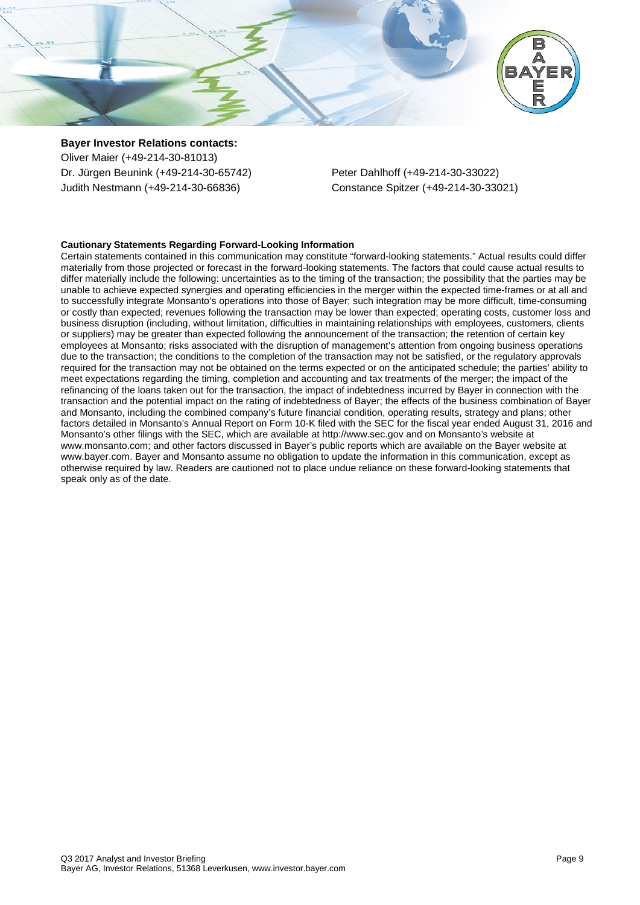**Bayer Investor Relations contacts:**

Oliver Maier (+49-214-30-81013)

Dr. Jürgen Beunink (+49-214-30-65742)

Judith Nestmann (+49-214-30-66836)

Peter Dahlhoff (+49-214-30-33022)

Constance Spitzer (+49-214-30-33021)

**Cautionary Statements Regarding Forward-Looking Information**

Certain statements contained in this communication may constitute "forward-looking statements." Actual results could differ materially from those projected or forecast in the forward-looking statements. The factors that could cause actual results to differ materially include the following: uncertainties as to the timing of the transaction; the possibility that the parties may be unable to achieve expected synergies and operating efficiencies in the merger within the expected time-frames or at all and to successfully integrate Monsanto's operations into those of Bayer; such integration may be more difficult, time-consuming or costly than expected; revenues following the transaction may be lower than expected; operating costs, customer loss and business disruption (including, without limitation, difficulties in maintaining relationships with employees, customers, clients or suppliers) may be greater than expected following the announcement of the transaction; the retention of certain key employees at Monsanto; risks associated with the disruption of management's attention from ongoing business operations due to the transaction; the conditions to the completion of the transaction may not be satisfied, or the regulatory approvals required for the transaction may not be obtained on the terms expected or on the anticipated schedule; the parties' ability to meet expectations regarding the timing, completion and accounting and tax treatments of the merger; the impact of the refinancing of the loans taken out for the transaction, the impact of indebtedness incurred by Bayer in connection with the transaction and the potential impact on the rating of indebtedness of Bayer; the effects of the business combination of Bayer and Monsanto, including the combined company's future financial condition, operating results, strategy and plans; other factors detailed in Monsanto's Annual Report on Form 10-K filed with the SEC for the fiscal year ended August 31, 2016 and Monsanto's other filings with the SEC, which are available at http://www.sec.gov and on Monsanto's website at www.monsanto.com; and other factors discussed in Bayer's public reports which are available on the Bayer website at www.bayer.com. Bayer and Monsanto assume no obligation to update the information in this communication, except as otherwise required by law. Readers are cautioned not to place undue reliance on these forward-looking statements that speak only as of the date.